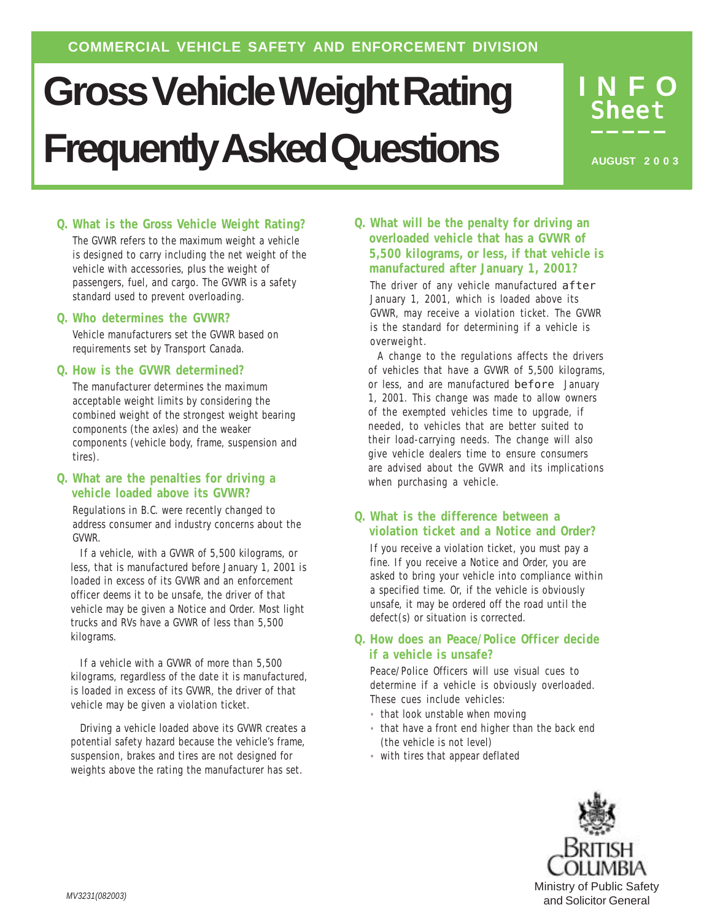COMMERCIAL VEHICLE SAFETY AND ENFORCEMENT DIVISION

# Gross Vehicle Weight Rating Frequently Asked Questions

INFO Sheet

AUGUST 2003

**Q. What is the Gross Vehicle Weight Rating?**

The GVWR refers to the maximum weight a vehicle is designed to carry including the net weight of the vehicle with accessories, plus the weight of passengers, fuel, and cargo. The GVWR is a safety standard used to prevent overloading.

**Q. Who determines the GVWR?**

Vehicle manufacturers set the GVWR based on requirements set by Transport Canada.

**Q. How is the GVWR determined?**

The manufacturer determines the maximum acceptable weight limits by considering the combined weight of the strongest weight bearing components (the axles) and the weaker components (vehicle body, frame, suspension and tires).

**Q. What are the penalties for driving a vehicle loaded above its GVWR?**

Regulations in B.C. were recently changed to address consumer and industry concerns about the GVWR.

If a vehicle, with a GVWR of 5,500 kilograms, or less, that is manufactured before January 1, 2001 is loaded in excess of its GVWR and an enforcement officer deems it to be unsafe, the driver of that vehicle may be given a Notice and Order. Most light trucks and RVs have a GVWR of less than 5,500 kilograms.

If a vehicle with a GVWR of more than 5,500 kilograms, regardless of the date it is manufactured, is loaded in excess of its GVWR, the driver of that vehicle may be given a violation ticket.

Driving a vehicle loaded above its GVWR creates a potential safety hazard because the vehicle's frame, suspension, brakes and tires are not designed for weights above the rating the manufacturer has set.

**Q. What will be the penalty for driving an overloaded vehicle that has a GVWR of 5,500 kilograms, or less, if that vehicle is manufactured after January 1, 2001?**

The driver of any vehicle manufactured after January 1, 2001, which is loaded above its GVWR, may receive a violation ticket. The GVWR is the standard for determining if a vehicle is overweight.

A change to the regulations affects the drivers of vehicles that have a GVWR of 5,500 kilograms, or less, and are manufactured before January 1, 2001. This change was made to allow owners of the exempted vehicles time to upgrade, if needed, to vehicles that are better suited to their load-carrying needs. The change will also give vehicle dealers time to ensure consumers are advised about the GVWR and its implications when purchasing a vehicle.

**Q. What is the difference between a violation ticket and a Notice and Order?**

If you receive a violation ticket, you must pay a fine. If you receive a Notice and Order, you are asked to bring your vehicle into compliance within a specified time. Or, if the vehicle is obviously unsafe, it may be ordered off the road until the defect(s) or situation is corrected.

**Q. How does an Peace/Police Officer decide if a vehicle is unsafe?**

Peace/Police Officers will use visual cues to determine if a vehicle is obviously overloaded. These cues include vehicles:

- that look unstable when moving
- that have a front end higher than the back end (the vehicle is not level)
- with tires that appear deflated

British Columbia
Ministry of Public Safety and Solicitor General

MV3231(082003)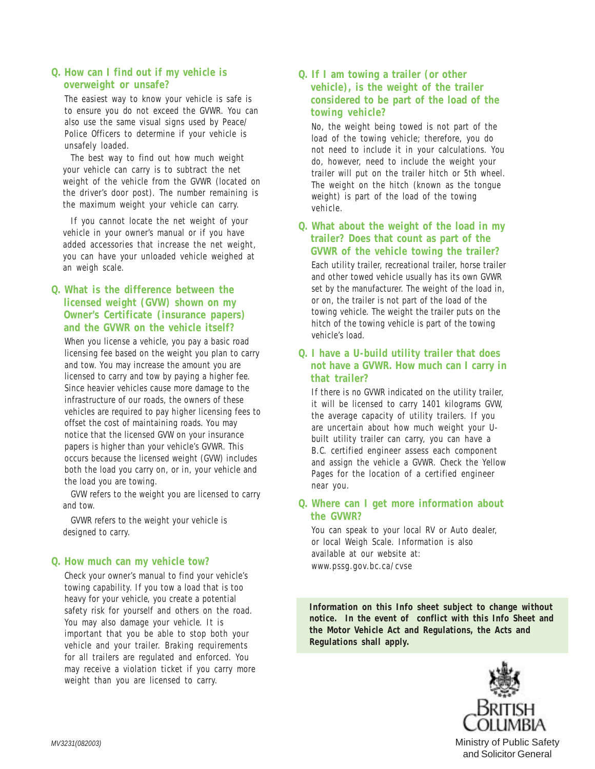**Q. How can I find out if my vehicle is overweight or unsafe?**

The easiest way to know your vehicle is safe is to ensure you do not exceed the GVWR. You can also use the same visual signs used by Peace/ Police Officers to determine if your vehicle is unsafely loaded.

The best way to find out how much weight your vehicle can carry is to subtract the net weight of the vehicle from the GVWR (located on the driver's door post). The number remaining is the maximum weight your vehicle can carry.

If you cannot locate the net weight of your vehicle in your owner's manual or if you have added accessories that increase the net weight, you can have your unloaded vehicle weighed at an weigh scale.

**Q. What is the difference between the licensed weight (GVW) shown on my Owner's Certificate (insurance papers) and the GVWR on the vehicle itself?**

When you license a vehicle, you pay a basic road licensing fee based on the weight you plan to carry and tow. You may increase the amount you are licensed to carry and tow by paying a higher fee. Since heavier vehicles cause more damage to the infrastructure of our roads, the owners of these vehicles are required to pay higher licensing fees to offset the cost of maintaining roads. You may notice that the licensed GVW on your insurance papers is higher than your vehicle's GVWR. This occurs because the licensed weight (GVW) includes both the load you carry on, or in, your vehicle and the load you are towing.

GVW refers to the weight you are licensed to carry and tow.

GVWR refers to the weight your vehicle is designed to carry.

**Q. How much can my vehicle tow?**

Check your owner's manual to find your vehicle's towing capability. If you tow a load that is too heavy for your vehicle, you create a potential safety risk for yourself and others on the road. You may also damage your vehicle. It is important that you be able to stop both your vehicle and your trailer. Braking requirements for all trailers are regulated and enforced. You may receive a violation ticket if you carry more weight than you are licensed to carry.

**Q. If I am towing a trailer (or other vehicle), is the weight of the trailer considered to be part of the load of the towing vehicle?**

No, the weight being towed is not part of the load of the towing vehicle; therefore, you do not need to include it in your calculations. You do, however, need to include the weight your trailer will put on the trailer hitch or 5th wheel. The weight on the hitch (known as the tongue weight) is part of the load of the towing vehicle.

**Q. What about the weight of the load in my trailer? Does that count as part of the GVWR of the vehicle towing the trailer?**

Each utility trailer, recreational trailer, horse trailer and other towed vehicle usually has its own GVWR set by the manufacturer. The weight of the load in, or on, the trailer is not part of the load of the towing vehicle. The weight the trailer puts on the hitch of the towing vehicle is part of the towing vehicle's load.

**Q. I have a U-build utility trailer that does not have a GVWR. How much can I carry in that trailer?**

If there is no GVWR indicated on the utility trailer, it will be licensed to carry 1401 kilograms GVW, the average capacity of utility trailers. If you are uncertain about how much weight your U-built utility trailer can carry, you can have a B.C. certified engineer assess each component and assign the vehicle a GVWR. Check the Yellow Pages for the location of a certified engineer near you.

**Q. Where can I get more information about the GVWR?**

You can speak to your local RV or Auto dealer, or local Weigh Scale. Information is also available at our website at: www.pssg.gov.bc.ca/cvse

**Information on this Info sheet subject to change without notice. In the event of conflict with this Info Sheet and the Motor Vehicle Act and Regulations, the Acts and Regulations shall apply.**

British Columbia
Ministry of Public Safety and Solicitor General

*MV3231(082003)*